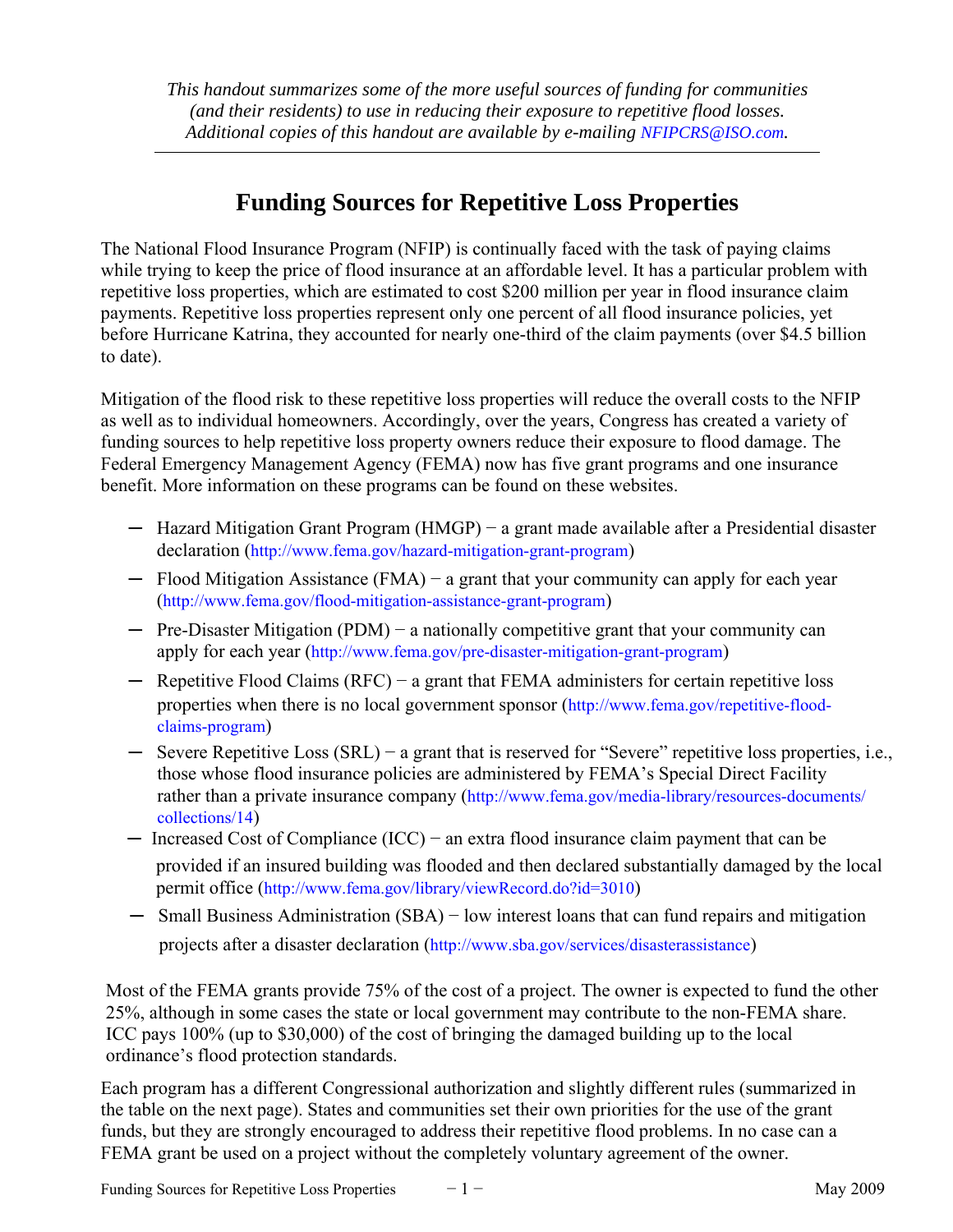*This handout summarizes some of the more useful sources of funding for communities (and their residents) to use in reducing their exposure to repetitive flood losses. Additional copies of this handout are available by e-mailing NFIPCRS@ISO.com.*

---

# Funding Sources for Repetitive Loss Properties

The National Flood Insurance Program (NFIP) is continually faced with the task of paying claims while trying to keep the price of flood insurance at an affordable level. It has a particular problem with repetitive loss properties, which are estimated to cost $200 million per year in flood insurance claim payments. Repetitive loss properties represent only one percent of all flood insurance policies, yet before Hurricane Katrina, they accounted for nearly one-third of the claim payments (over $4.5 billion to date).

Mitigation of the flood risk to these repetitive loss properties will reduce the overall costs to the NFIP as well as to individual homeowners. Accordingly, over the years, Congress has created a variety of funding sources to help repetitive loss property owners reduce their exposure to flood damage. The Federal Emergency Management Agency (FEMA) now has five grant programs and one insurance benefit. More information on these programs can be found on these websites.

- Hazard Mitigation Grant Program (HMGP) − a grant made available after a Presidential disaster declaration (http://www.fema.gov/hazard-mitigation-grant-program)
- Flood Mitigation Assistance (FMA) − a grant that your community can apply for each year (http://www.fema.gov/flood-mitigation-assistance-grant-program)
- Pre-Disaster Mitigation (PDM) − a nationally competitive grant that your community can apply for each year (http://www.fema.gov/pre-disaster-mitigation-grant-program)
- Repetitive Flood Claims (RFC) − a grant that FEMA administers for certain repetitive loss properties when there is no local government sponsor (http://www.fema.gov/repetitive-flood-claims-program)
- Severe Repetitive Loss (SRL) − a grant that is reserved for "Severe" repetitive loss properties, i.e., those whose flood insurance policies are administered by FEMA's Special Direct Facility rather than a private insurance company (http://www.fema.gov/media-library/resources-documents/collections/14)
- Increased Cost of Compliance (ICC) − an extra flood insurance claim payment that can be provided if an insured building was flooded and then declared substantially damaged by the local permit office (http://www.fema.gov/library/viewRecord.do?id=3010)
- Small Business Administration (SBA) − low interest loans that can fund repairs and mitigation projects after a disaster declaration (http://www.sba.gov/services/disasterassistance)

Most of the FEMA grants provide 75% of the cost of a project. The owner is expected to fund the other 25%, although in some cases the state or local government may contribute to the non-FEMA share. ICC pays 100% (up to $30,000) of the cost of bringing the damaged building up to the local ordinance's flood protection standards.

Each program has a different Congressional authorization and slightly different rules (summarized in the table on the next page). States and communities set their own priorities for the use of the grant funds, but they are strongly encouraged to address their repetitive flood problems. In no case can a FEMA grant be used on a project without the completely voluntary agreement of the owner.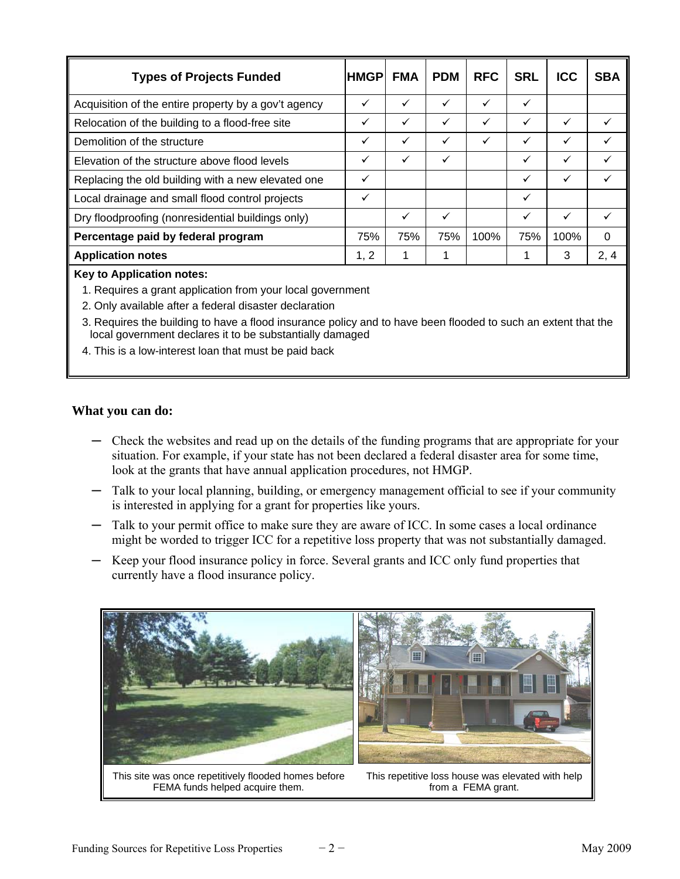| Types of Projects Funded | HMGP | FMA | PDM | RFC | SRL | ICC | SBA |
|---|---|---|---|---|---|---|---|
| Acquisition of the entire property by a gov't agency | ✓ | ✓ | ✓ | ✓ | ✓ | | |
| Relocation of the building to a flood-free site | ✓ | ✓ | ✓ | ✓ | ✓ | ✓ | ✓ |
| Demolition of the structure | ✓ | ✓ | ✓ | ✓ | ✓ | ✓ | ✓ |
| Elevation of the structure above flood levels | ✓ | ✓ | ✓ | | ✓ | ✓ | ✓ |
| Replacing the old building with a new elevated one | ✓ | | | | ✓ | ✓ | ✓ |
| Local drainage and small flood control projects | ✓ | | | | ✓ | | |
| Dry floodproofing (nonresidential buildings only) | | ✓ | ✓ | | ✓ | ✓ | ✓ |
| **Percentage paid by federal program** | 75% | 75% | 75% | 100% | 75% | 100% | 0 |
| **Application notes** | 1, 2 | 1 | 1 | | 1 | 3 | 2, 4 |

**Key to Application notes:**

1. Requires a grant application from your local government
2. Only available after a federal disaster declaration
3. Requires the building to have a flood insurance policy and to have been flooded to such an extent that the local government declares it to be substantially damaged
4. This is a low-interest loan that must be paid back

**What you can do:**

- Check the websites and read up on the details of the funding programs that are appropriate for your situation. For example, if your state has not been declared a federal disaster area for some time, look at the grants that have annual application procedures, not HMGP.
- Talk to your local planning, building, or emergency management official to see if your community is interested in applying for a grant for properties like yours.
- Talk to your permit office to make sure they are aware of ICC. In some cases a local ordinance might be worded to trigger ICC for a repetitive loss property that was not substantially damaged.
- Keep your flood insurance policy in force. Several grants and ICC only fund properties that currently have a flood insurance policy.

This site was once repetitively flooded homes before FEMA funds helped acquire them.

This repetitive loss house was elevated with help from a FEMA grant.